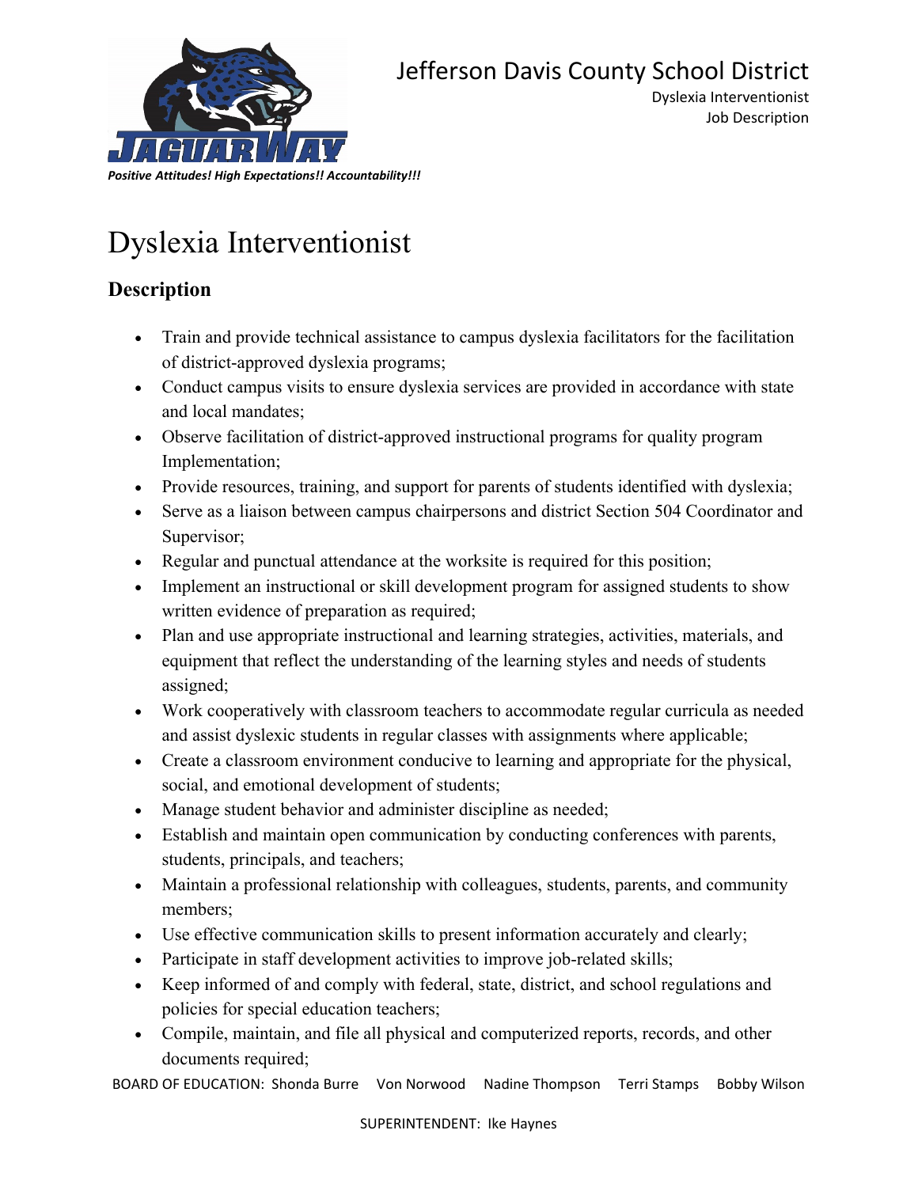# Jefferson Davis County School District

Dyslexia Interventionist
Job Description

*Positive Attitudes! High Expectations!! Accountability!!!*

# Dyslexia Interventionist

## Description

- Train and provide technical assistance to campus dyslexia facilitators for the facilitation of district-approved dyslexia programs;
- Conduct campus visits to ensure dyslexia services are provided in accordance with state and local mandates;
- Observe facilitation of district-approved instructional programs for quality program Implementation;
- Provide resources, training, and support for parents of students identified with dyslexia;
- Serve as a liaison between campus chairpersons and district Section 504 Coordinator and Supervisor;
- Regular and punctual attendance at the worksite is required for this position;
- Implement an instructional or skill development program for assigned students to show written evidence of preparation as required;
- Plan and use appropriate instructional and learning strategies, activities, materials, and equipment that reflect the understanding of the learning styles and needs of students assigned;
- Work cooperatively with classroom teachers to accommodate regular curricula as needed and assist dyslexic students in regular classes with assignments where applicable;
- Create a classroom environment conducive to learning and appropriate for the physical, social, and emotional development of students;
- Manage student behavior and administer discipline as needed;
- Establish and maintain open communication by conducting conferences with parents, students, principals, and teachers;
- Maintain a professional relationship with colleagues, students, parents, and community members;
- Use effective communication skills to present information accurately and clearly;
- Participate in staff development activities to improve job-related skills;
- Keep informed of and comply with federal, state, district, and school regulations and policies for special education teachers;
- Compile, maintain, and file all physical and computerized reports, records, and other documents required;

BOARD OF EDUCATION: Shonda Burre Von Norwood Nadine Thompson Terri Stamps Bobby Wilson

SUPERINTENDENT: Ike Haynes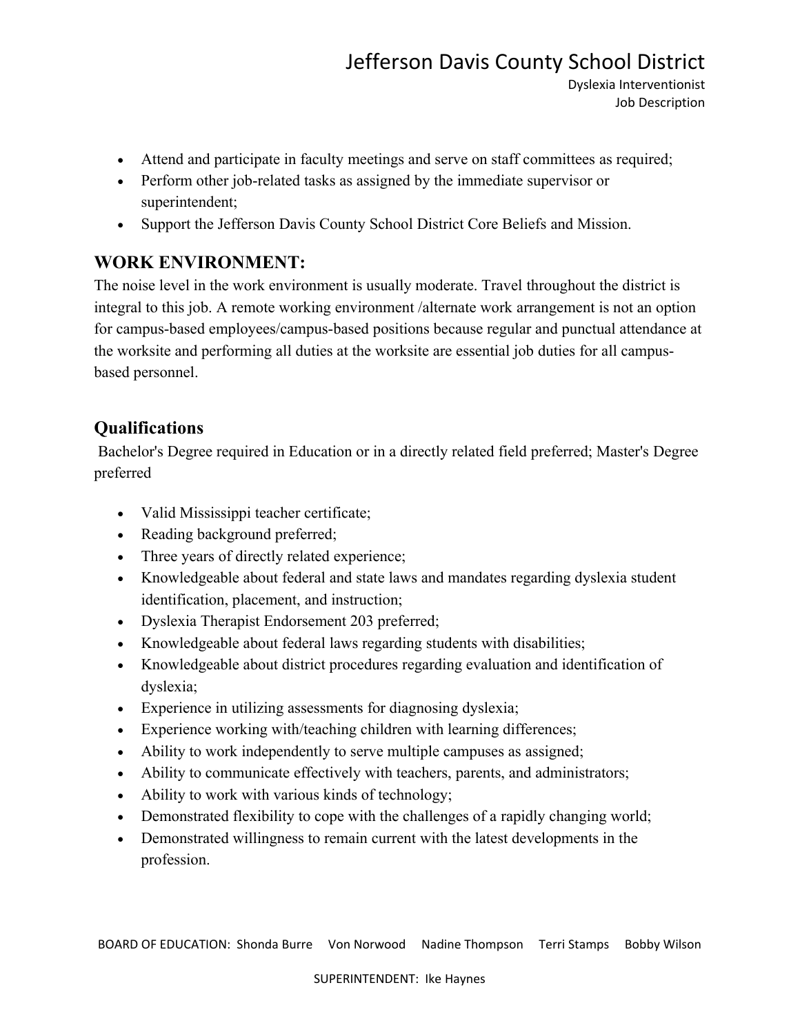- Attend and participate in faculty meetings and serve on staff committees as required;
- Perform other job-related tasks as assigned by the immediate supervisor or superintendent;
- Support the Jefferson Davis County School District Core Beliefs and Mission.

## WORK ENVIRONMENT:

The noise level in the work environment is usually moderate. Travel throughout the district is integral to this job. A remote working environment /alternate work arrangement is not an option for campus-based employees/campus-based positions because regular and punctual attendance at the worksite and performing all duties at the worksite are essential job duties for all campus-based personnel.

## Qualifications

Bachelor's Degree required in Education or in a directly related field preferred; Master's Degree preferred

- Valid Mississippi teacher certificate;
- Reading background preferred;
- Three years of directly related experience;
- Knowledgeable about federal and state laws and mandates regarding dyslexia student identification, placement, and instruction;
- Dyslexia Therapist Endorsement 203 preferred;
- Knowledgeable about federal laws regarding students with disabilities;
- Knowledgeable about district procedures regarding evaluation and identification of dyslexia;
- Experience in utilizing assessments for diagnosing dyslexia;
- Experience working with/teaching children with learning differences;
- Ability to work independently to serve multiple campuses as assigned;
- Ability to communicate effectively with teachers, parents, and administrators;
- Ability to work with various kinds of technology;
- Demonstrated flexibility to cope with the challenges of a rapidly changing world;
- Demonstrated willingness to remain current with the latest developments in the profession.